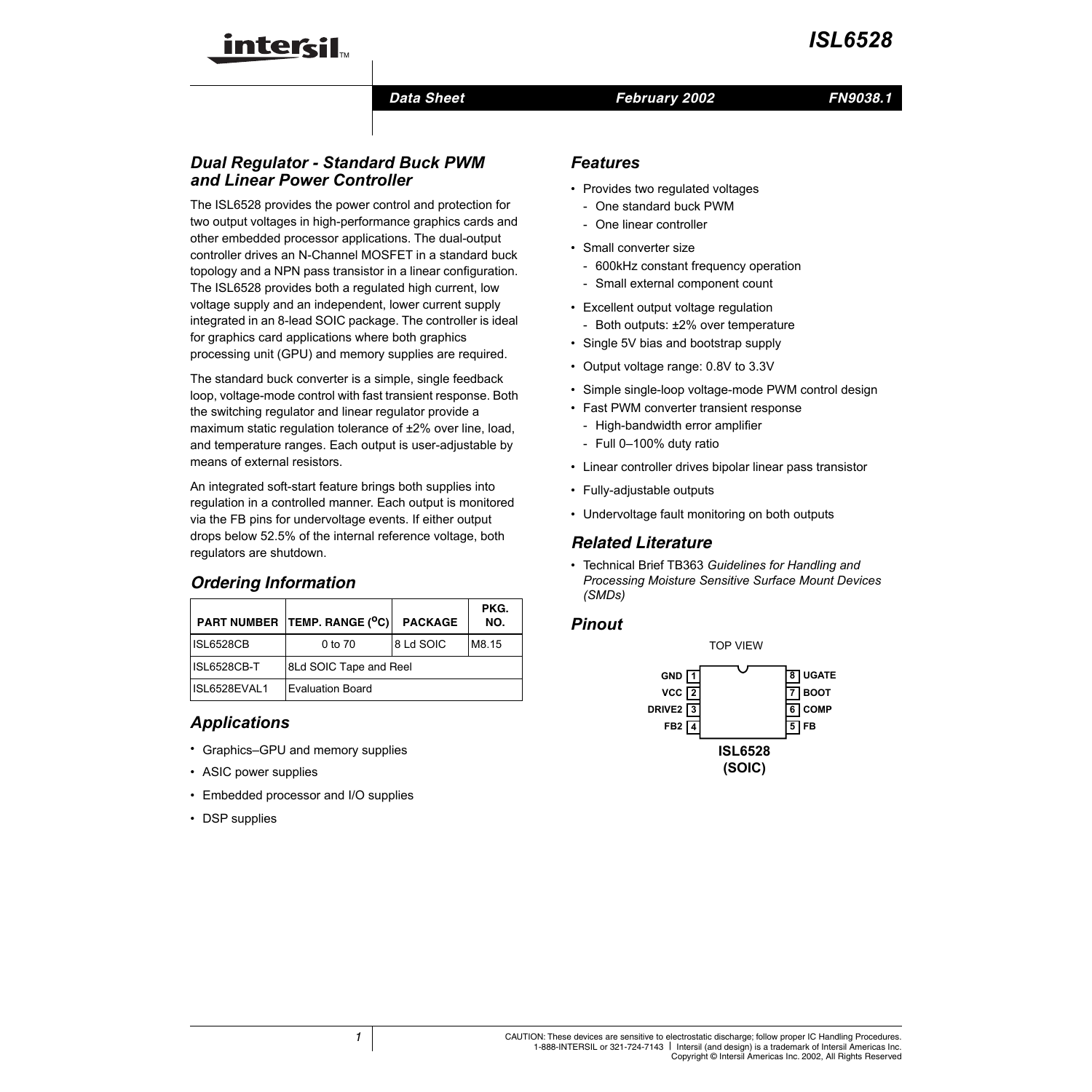# ISL6528

**Data Sheet** | **February 2002** | **FN9038.1**

## Dual Regulator - Standard Buck PWM and Linear Power Controller

The ISL6528 provides the power control and protection for two output voltages in high-performance graphics cards and other embedded processor applications. The dual-output controller drives an N-Channel MOSFET in a standard buck topology and a NPN pass transistor in a linear configuration. The ISL6528 provides both a regulated high current, low voltage supply and an independent, lower current supply integrated in an 8-lead SOIC package. The controller is ideal for graphics card applications where both graphics processing unit (GPU) and memory supplies are required.

The standard buck converter is a simple, single feedback loop, voltage-mode control with fast transient response. Both the switching regulator and linear regulator provide a maximum static regulation tolerance of ±2% over line, load, and temperature ranges. Each output is user-adjustable by means of external resistors.

An integrated soft-start feature brings both supplies into regulation in a controlled manner. Each output is monitored via the FB pins for undervoltage events. If either output drops below 52.5% of the internal reference voltage, both regulators are shutdown.

## Ordering Information

| PART NUMBER | TEMP. RANGE (°C) | PACKAGE | PKG. NO. |
|---|---|---|---|
| ISL6528CB | 0 to 70 | 8 Ld SOIC | M8.15 |
| ISL6528CB-T | 8Ld SOIC Tape and Reel | | |
| ISL6528EVAL1 | Evaluation Board | | |

## Applications

- Graphics–GPU and memory supplies
- ASIC power supplies
- Embedded processor and I/O supplies
- DSP supplies

## Features

- Provides two regulated voltages
  - One standard buck PWM
  - One linear controller
- Small converter size
  - 600kHz constant frequency operation
  - Small external component count
- Excellent output voltage regulation
  - Both outputs: ±2% over temperature
- Single 5V bias and bootstrap supply
- Output voltage range: 0.8V to 3.3V
- Simple single-loop voltage-mode PWM control design
- Fast PWM converter transient response
  - High-bandwidth error amplifier
  - Full 0–100% duty ratio
- Linear controller drives bipolar linear pass transistor
- Fully-adjustable outputs
- Undervoltage fault monitoring on both outputs

## Related Literature

- Technical Brief TB363 *Guidelines for Handling and Processing Moisture Sensitive Surface Mount Devices (SMDs)*

## Pinout

ISL6528 (SOIC)
TOP VIEW

| Pin | Name | Pin | Name |
|---|---|---|---|
| 1 | GND | 8 | UGATE |
| 2 | VCC | 7 | BOOT |
| 3 | DRIVE2 | 6 | COMP |
| 4 | FB2 | 5 | FB |

CAUTION: These devices are sensitive to electrostatic discharge; follow proper IC Handling Procedures.
1-888-INTERSIL or 321-724-7143 | Intersil (and design) is a trademark of Intersil Americas Inc.
Copyright © Intersil Americas Inc. 2002, All Rights Reserved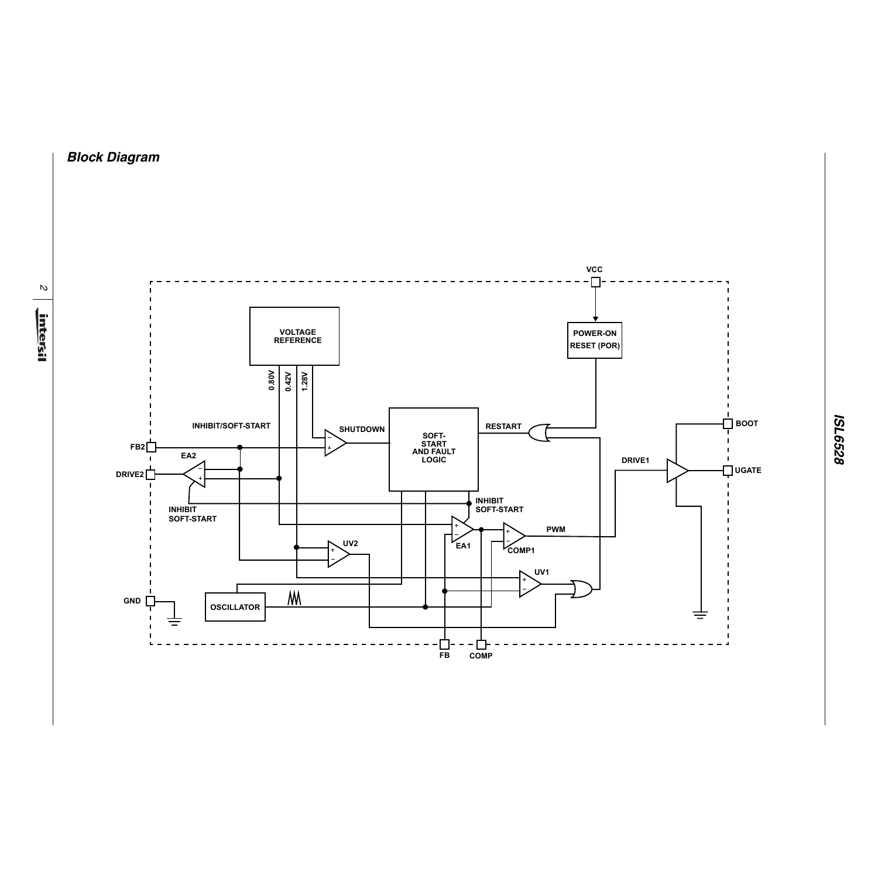## Block Diagram

VCC

POWER-ON RESET (POR)

VOLTAGE REFERENCE

0.80V

0.42V

1.28V

INHIBIT/SOFT-START

SHUTDOWN

SOFT-START AND FAULT LOGIC

RESTART

BOOT

UGATE

DRIVE1

FB2

EA2

DRIVE2

INHIBIT SOFT-START

INHIBIT SOFT-START

EA1

PWM

COMP1

UV2

UV1

GND

OSCILLATOR

FB

COMP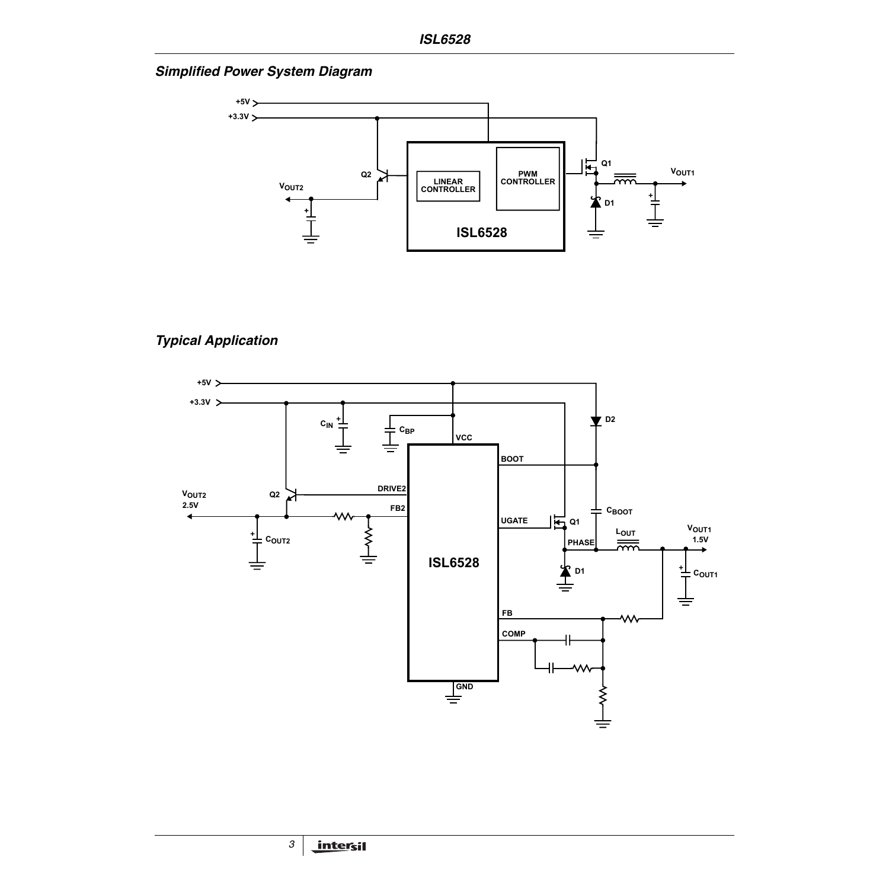## Simplified Power System Diagram

## Typical Application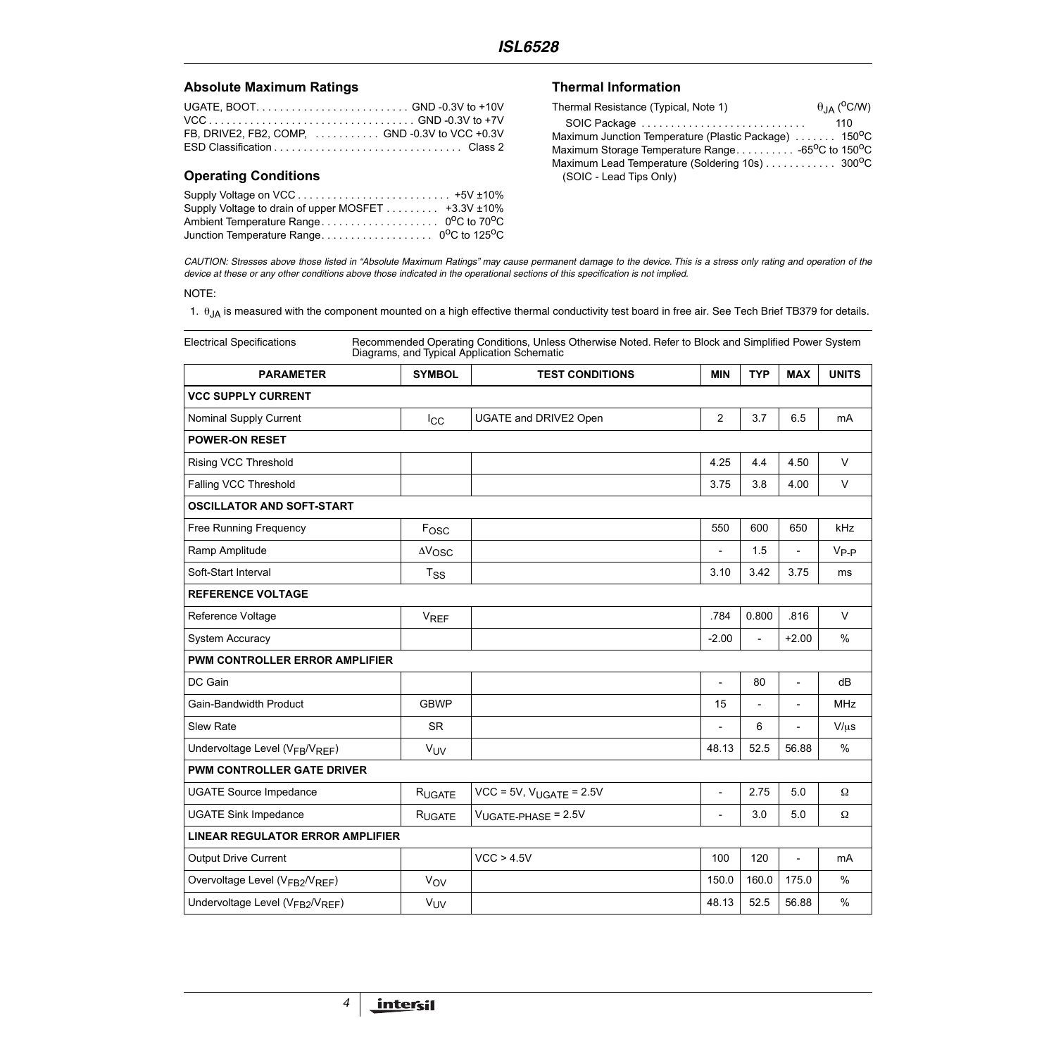## Absolute Maximum Ratings

UGATE, BOOT. . . . . . . . . . . . . . . . . . . . . . . . . . GND -0.3V to +10V
VCC . . . . . . . . . . . . . . . . . . . . . . . . . . . . . . . . . . GND -0.3V to +7V
FB, DRIVE2, FB2, COMP, . . . . . . . . . . . GND -0.3V to VCC +0.3V
ESD Classification . . . . . . . . . . . . . . . . . . . . . . . . . . . . . . . . Class 2

## Operating Conditions

Supply Voltage on VCC . . . . . . . . . . . . . . . . . . . . . . . . . . +5V ±10%
Supply Voltage to drain of upper MOSFET . . . . . . . . . +3.3V ±10%
Ambient Temperature Range. . . . . . . . . . . . . . . . . . . . $0^oC$ to $70^oC$
Junction Temperature Range. . . . . . . . . . . . . . . . . . . $0^oC$ to $125^oC$

## Thermal Information

| Thermal Resistance (Typical, Note 1) | $\theta_{JA}$ ($^oC$/W) |
|---|---|
| SOIC Package . . . . . . . . . . . . . . . . . . . . . . . . . . . | 110 |

Maximum Junction Temperature (Plastic Package) . . . . . . . $150^oC$
Maximum Storage Temperature Range. . . . . . . . . . $-65^oC$ to $150^oC$
Maximum Lead Temperature (Soldering 10s) . . . . . . . . . . . . $300^oC$
(SOIC - Lead Tips Only)

*CAUTION: Stresses above those listed in "Absolute Maximum Ratings" may cause permanent damage to the device. This is a stress only rating and operation of the device at these or any other conditions above those indicated in the operational sections of this specification is not implied.*

NOTE:

1. $\theta_{JA}$ is measured with the component mounted on a high effective thermal conductivity test board in free air. See Tech Brief TB379 for details.

**Electrical Specifications** Recommended Operating Conditions, Unless Otherwise Noted. Refer to Block and Simplified Power System Diagrams, and Typical Application Schematic

| PARAMETER | SYMBOL | TEST CONDITIONS | MIN | TYP | MAX | UNITS |
|---|---|---|---|---|---|---|
| **VCC SUPPLY CURRENT** | | | | | | |
| Nominal Supply Current | $I_{CC}$ | UGATE and DRIVE2 Open | 2 | 3.7 | 6.5 | mA |
| **POWER-ON RESET** | | | | | | |
| Rising VCC Threshold | | | 4.25 | 4.4 | 4.50 | V |
| Falling VCC Threshold | | | 3.75 | 3.8 | 4.00 | V |
| **OSCILLATOR AND SOFT-START** | | | | | | |
| Free Running Frequency | $F_{OSC}$ | | 550 | 600 | 650 | kHz |
| Ramp Amplitude | $\Delta V_{OSC}$ | | - | 1.5 | - | $V_{P-P}$ |
| Soft-Start Interval | $T_{SS}$ | | 3.10 | 3.42 | 3.75 | ms |
| **REFERENCE VOLTAGE** | | | | | | |
| Reference Voltage | $V_{REF}$ | | .784 | 0.800 | .816 | V |
| System Accuracy | | | -2.00 | - | +2.00 | % |
| **PWM CONTROLLER ERROR AMPLIFIER** | | | | | | |
| DC Gain | | | - | 80 | - | dB |
| Gain-Bandwidth Product | GBWP | | 15 | - | - | MHz |
| Slew Rate | SR | | - | 6 | - | V/μs |
| Undervoltage Level ($V_{FB}/V_{REF}$) | $V_{UV}$ | | 48.13 | 52.5 | 56.88 | % |
| **PWM CONTROLLER GATE DRIVER** | | | | | | |
| UGATE Source Impedance | $R_{UGATE}$ | VCC = 5V, $V_{UGATE}$ = 2.5V | - | 2.75 | 5.0 | Ω |
| UGATE Sink Impedance | $R_{UGATE}$ | $V_{UGATE-PHASE}$ = 2.5V | - | 3.0 | 5.0 | Ω |
| **LINEAR REGULATOR ERROR AMPLIFIER** | | | | | | |
| Output Drive Current | | VCC > 4.5V | 100 | 120 | - | mA |
| Overvoltage Level ($V_{FB2}/V_{REF}$) | $V_{OV}$ | | 150.0 | 160.0 | 175.0 | % |
| Undervoltage Level ($V_{FB2}/V_{REF}$) | $V_{UV}$ | | 48.13 | 52.5 | 56.88 | % |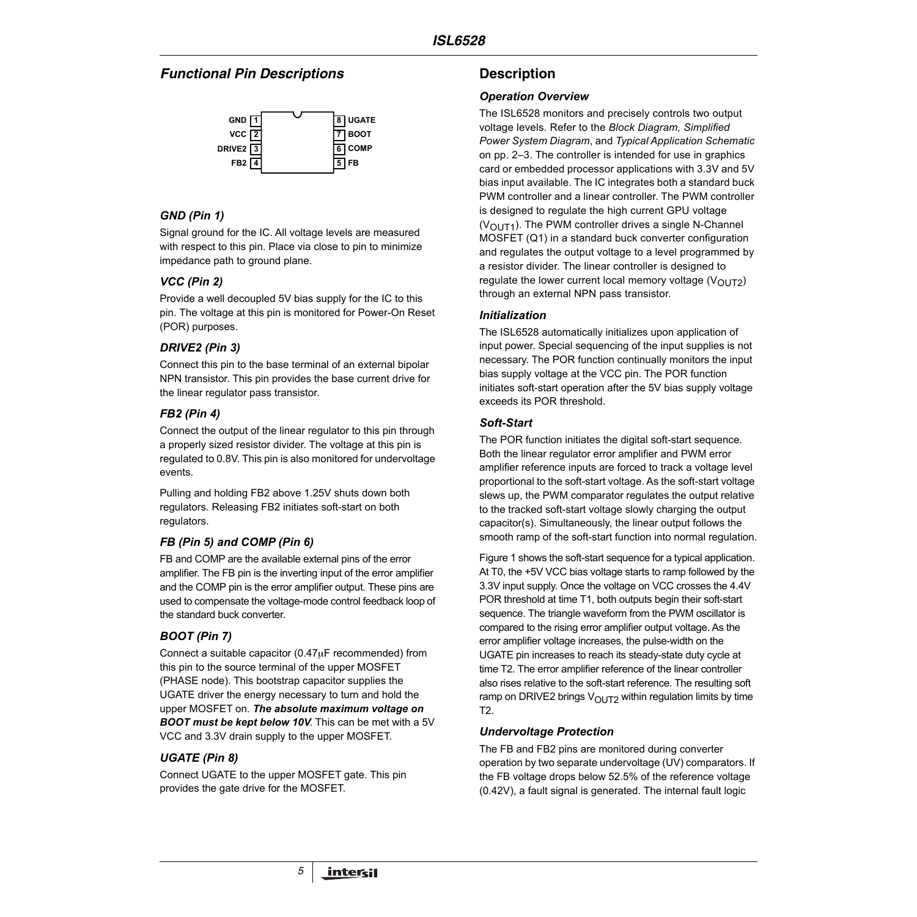## Functional Pin Descriptions

| Pin | Name | Pin | Name |
|---|---|---|---|
| 1 | GND | 8 | UGATE |
| 2 | VCC | 7 | BOOT |
| 3 | DRIVE2 | 6 | COMP |
| 4 | FB2 | 5 | FB |

### *GND (Pin 1)*

Signal ground for the IC. All voltage levels are measured with respect to this pin. Place via close to pin to minimize impedance path to ground plane.

### *VCC (Pin 2)*

Provide a well decoupled 5V bias supply for the IC to this pin. The voltage at this pin is monitored for Power-On Reset (POR) purposes.

### *DRIVE2 (Pin 3)*

Connect this pin to the base terminal of an external bipolar NPN transistor. This pin provides the base current drive for the linear regulator pass transistor.

### *FB2 (Pin 4)*

Connect the output of the linear regulator to this pin through a properly sized resistor divider. The voltage at this pin is regulated to 0.8V. This pin is also monitored for undervoltage events.

Pulling and holding FB2 above 1.25V shuts down both regulators. Releasing FB2 initiates soft-start on both regulators.

### *FB (Pin 5) and COMP (Pin 6)*

FB and COMP are the available external pins of the error amplifier. The FB pin is the inverting input of the error amplifier and the COMP pin is the error amplifier output. These pins are used to compensate the voltage-mode control feedback loop of the standard buck converter.

### *BOOT (Pin 7)*

Connect a suitable capacitor (0.47μF recommended) from this pin to the source terminal of the upper MOSFET (PHASE node). This bootstrap capacitor supplies the UGATE driver the energy necessary to turn and hold the upper MOSFET on. ***The absolute maximum voltage on BOOT must be kept below 10V***. This can be met with a 5V VCC and 3.3V drain supply to the upper MOSFET.

### *UGATE (Pin 8)*

Connect UGATE to the upper MOSFET gate. This pin provides the gate drive for the MOSFET.

## Description

### *Operation Overview*

The ISL6528 monitors and precisely controls two output voltage levels. Refer to the *Block Diagram, Simplified Power System Diagram*, and *Typical Application Schematic* on pp. 2–3. The controller is intended for use in graphics card or embedded processor applications with 3.3V and 5V bias input available. The IC integrates both a standard buck PWM controller and a linear controller. The PWM controller is designed to regulate the high current GPU voltage ($V_{OUT1}$). The PWM controller drives a single N-Channel MOSFET (Q1) in a standard buck converter configuration and regulates the output voltage to a level programmed by a resistor divider. The linear controller is designed to regulate the lower current local memory voltage ($V_{OUT2}$) through an external NPN pass transistor.

### *Initialization*

The ISL6528 automatically initializes upon application of input power. Special sequencing of the input supplies is not necessary. The POR function continually monitors the input bias supply voltage at the VCC pin. The POR function initiates soft-start operation after the 5V bias supply voltage exceeds its POR threshold.

### *Soft-Start*

The POR function initiates the digital soft-start sequence. Both the linear regulator error amplifier and PWM error amplifier reference inputs are forced to track a voltage level proportional to the soft-start voltage. As the soft-start voltage slews up, the PWM comparator regulates the output relative to the tracked soft-start voltage slowly charging the output capacitor(s). Simultaneously, the linear output follows the smooth ramp of the soft-start function into normal regulation.

Figure 1 shows the soft-start sequence for a typical application. At T0, the +5V VCC bias voltage starts to ramp followed by the 3.3V input supply. Once the voltage on VCC crosses the 4.4V POR threshold at time T1, both outputs begin their soft-start sequence. The triangle waveform from the PWM oscillator is compared to the rising error amplifier output voltage. As the error amplifier voltage increases, the pulse-width on the UGATE pin increases to reach its steady-state duty cycle at time T2. The error amplifier reference of the linear controller also rises relative to the soft-start reference. The resulting soft ramp on DRIVE2 brings $V_{OUT2}$ within regulation limits by time T2.

### *Undervoltage Protection*

The FB and FB2 pins are monitored during converter operation by two separate undervoltage (UV) comparators. If the FB voltage drops below 52.5% of the reference voltage (0.42V), a fault signal is generated. The internal fault logic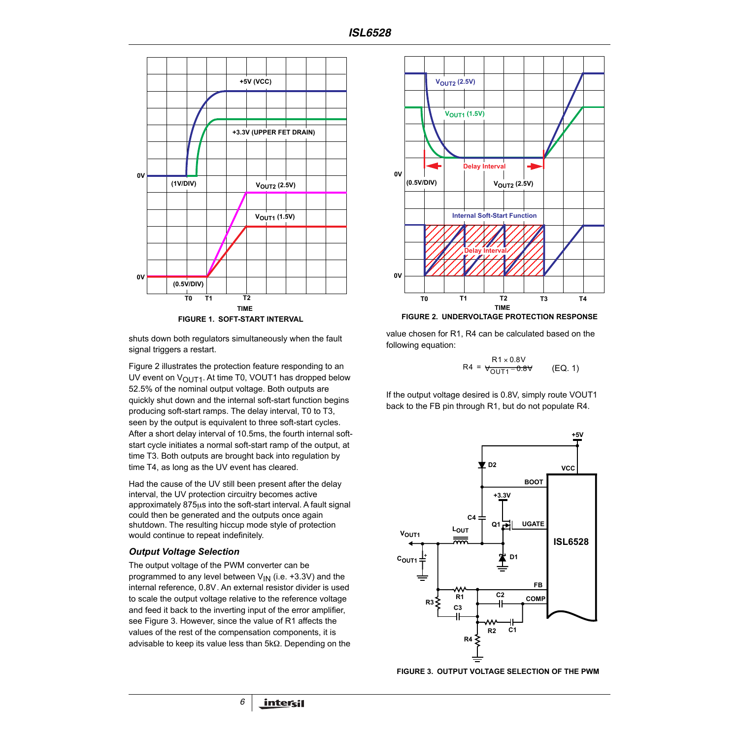FIGURE 1. SOFT-START INTERVAL

FIGURE 2. UNDERVOLTAGE PROTECTION RESPONSE

shuts down both regulators simultaneously when the fault signal triggers a restart.

Figure 2 illustrates the protection feature responding to an UV event on $V_{OUT1}$. At time T0, VOUT1 has dropped below 52.5% of the nominal output voltage. Both outputs are quickly shut down and the internal soft-start function begins producing soft-start ramps. The delay interval, T0 to T3, seen by the output is equivalent to three soft-start cycles. After a short delay interval of 10.5ms, the fourth internal soft-start cycle initiates a normal soft-start ramp of the output, at time T3. Both outputs are brought back into regulation by time T4, as long as the UV event has cleared.

Had the cause of the UV still been present after the delay interval, the UV protection circuitry becomes active approximately 875μs into the soft-start interval. A fault signal could then be generated and the outputs once again shutdown. The resulting hiccup mode style of protection would continue to repeat indefinitely.

### *Output Voltage Selection*

The output voltage of the PWM converter can be programmed to any level between $V_{IN}$ (i.e. +3.3V) and the internal reference, 0.8V. An external resistor divider is used to scale the output voltage relative to the reference voltage and feed it back to the inverting input of the error amplifier, see Figure 3. However, since the value of R1 affects the values of the rest of the compensation components, it is advisable to keep its value less than 5kΩ. Depending on the value chosen for R1, R4 can be calculated based on the following equation:

$$R4 = \frac{R1 \times 0.8V}{V_{OUT1} - 0.8V} \qquad \text{(EQ. 1)}$$

If the output voltage desired is 0.8V, simply route VOUT1 back to the FB pin through R1, but do not populate R4.

FIGURE 3. OUTPUT VOLTAGE SELECTION OF THE PWM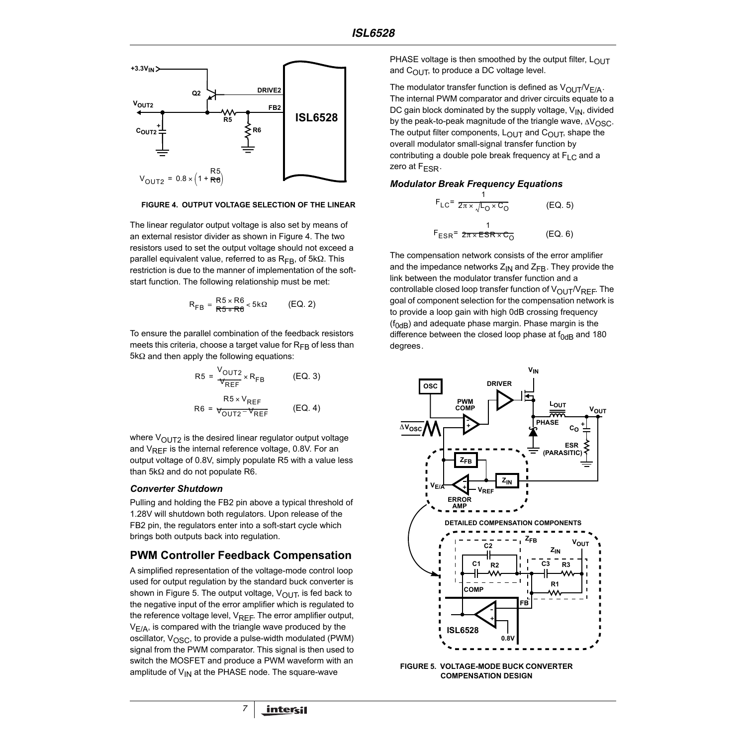$$V_{OUT2} = 0.8 \times \left(1 + \frac{R5}{R6}\right)$$

FIGURE 4. OUTPUT VOLTAGE SELECTION OF THE LINEAR

The linear regulator output voltage is also set by means of an external resistor divider as shown in Figure 4. The two resistors used to set the output voltage should not exceed a parallel equivalent value, referred to as $R_{FB}$, of 5kΩ. This restriction is due to the manner of implementation of the soft-start function. The following relationship must be met:

$$R_{FB} = \frac{R5 \times R6}{R5 + R6} < 5k\Omega \qquad \text{(EQ. 2)}$$

To ensure the parallel combination of the feedback resistors meets this criteria, choose a target value for $R_{FB}$ of less than 5kΩ and then apply the following equations:

$$R5 = \frac{V_{OUT2}}{V_{REF}} \times R_{FB} \qquad \text{(EQ. 3)}$$

$$R6 = \frac{R5 \times V_{REF}}{V_{OUT2} - V_{REF}} \qquad \text{(EQ. 4)}$$

where $V_{OUT2}$ is the desired linear regulator output voltage and $V_{REF}$ is the internal reference voltage, 0.8V. For an output voltage of 0.8V, simply populate R5 with a value less than 5kΩ and do not populate R6.

### *Converter Shutdown*

Pulling and holding the FB2 pin above a typical threshold of 1.28V will shutdown both regulators. Upon release of the FB2 pin, the regulators enter into a soft-start cycle which brings both outputs back into regulation.

## PWM Controller Feedback Compensation

A simplified representation of the voltage-mode control loop used for output regulation by the standard buck converter is shown in Figure 5. The output voltage, $V_{OUT}$, is fed back to the negative input of the error amplifier which is regulated to the reference voltage level, $V_{REF}$. The error amplifier output, $V_{E/A}$, is compared with the triangle wave produced by the oscillator, $V_{OSC}$, to provide a pulse-width modulated (PWM) signal from the PWM comparator. This signal is then used to switch the MOSFET and produce a PWM waveform with an amplitude of $V_{IN}$ at the PHASE node. The square-wave PHASE voltage is then smoothed by the output filter, $L_{OUT}$ and $C_{OUT}$, to produce a DC voltage level.

The modulator transfer function is defined as $V_{OUT}/V_{E/A}$. The internal PWM comparator and driver circuits equate to a DC gain block dominated by the supply voltage, $V_{IN}$, divided by the peak-to-peak magnitude of the triangle wave, $\Delta V_{OSC}$. The output filter components, $L_{OUT}$ and $C_{OUT}$, shape the overall modulator small-signal transfer function by contributing a double pole break frequency at $F_{LC}$ and a zero at $F_{ESR}$.

### *Modulator Break Frequency Equations*

$$F_{LC} = \frac{1}{2\pi \times \sqrt{L_O \times C_O}} \qquad \text{(EQ. 5)}$$

$$F_{ESR} = \frac{1}{2\pi \times ESR \times C_O} \qquad \text{(EQ. 6)}$$

The compensation network consists of the error amplifier and the impedance networks $Z_{IN}$ and $Z_{FB}$. They provide the link between the modulator transfer function and a controllable closed loop transfer function of $V_{OUT}/V_{REF}$. The goal of component selection for the compensation network is to provide a loop gain with high 0dB crossing frequency ($f_{0dB}$) and adequate phase margin. Phase margin is the difference between the closed loop phase at $f_{0dB}$ and 180 degrees.

FIGURE 5. VOLTAGE-MODE BUCK CONVERTER COMPENSATION DESIGN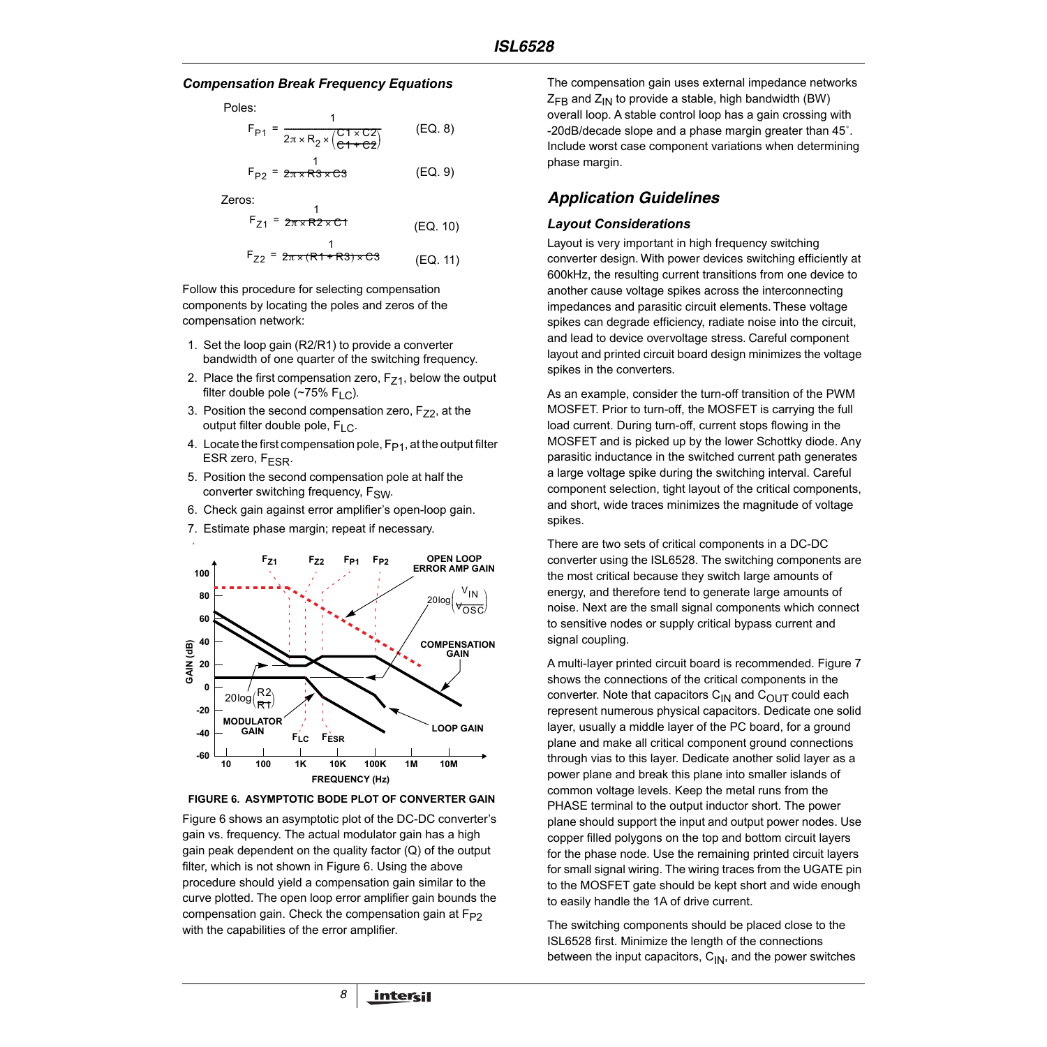### Compensation Break Frequency Equations

Poles:

$$F_{P1} = \frac{1}{2\pi \times R_2 \times \left(\frac{C1 \times C2}{C1 + C2}\right)} \quad \text{(EQ. 8)}$$

$$F_{P2} = \frac{1}{2\pi \times R3 \times C3} \quad \text{(EQ. 9)}$$

Zeros:

$$F_{Z1} = \frac{1}{2\pi \times R2 \times C1} \quad \text{(EQ. 10)}$$

$$F_{Z2} = \frac{1}{2\pi \times (R1 + R3) \times C3} \quad \text{(EQ. 11)}$$

Follow this procedure for selecting compensation components by locating the poles and zeros of the compensation network:

1. Set the loop gain (R2/R1) to provide a converter bandwidth of one quarter of the switching frequency.
2. Place the first compensation zero, $F_{Z1}$, below the output filter double pole (~75% $F_{LC}$).
3. Position the second compensation zero, $F_{Z2}$, at the output filter double pole, $F_{LC}$.
4. Locate the first compensation pole, $F_{P1}$, at the output filter ESR zero, $F_{ESR}$.
5. Position the second compensation pole at half the converter switching frequency, $F_{SW}$.
6. Check gain against error amplifier's open-loop gain.
7. Estimate phase margin; repeat if necessary.

**FIGURE 6. ASYMPTOTIC BODE PLOT OF CONVERTER GAIN**

Figure 6 shows an asymptotic plot of the DC-DC converter's gain vs. frequency. The actual modulator gain has a high gain peak dependent on the quality factor (Q) of the output filter, which is not shown in Figure 6. Using the above procedure should yield a compensation gain similar to the curve plotted. The open loop error amplifier gain bounds the compensation gain. Check the compensation gain at $F_{P2}$ with the capabilities of the error amplifier.

The compensation gain uses external impedance networks $Z_{FB}$ and $Z_{IN}$ to provide a stable, high bandwidth (BW) overall loop. A stable control loop has a gain crossing with -20dB/decade slope and a phase margin greater than 45°. Include worst case component variations when determining phase margin.

## Application Guidelines

### Layout Considerations

Layout is very important in high frequency switching converter design. With power devices switching efficiently at 600kHz, the resulting current transitions from one device to another cause voltage spikes across the interconnecting impedances and parasitic circuit elements. These voltage spikes can degrade efficiency, radiate noise into the circuit, and lead to device overvoltage stress. Careful component layout and printed circuit board design minimizes the voltage spikes in the converters.

As an example, consider the turn-off transition of the PWM MOSFET. Prior to turn-off, the MOSFET is carrying the full load current. During turn-off, current stops flowing in the MOSFET and is picked up by the lower Schottky diode. Any parasitic inductance in the switched current path generates a large voltage spike during the switching interval. Careful component selection, tight layout of the critical components, and short, wide traces minimizes the magnitude of voltage spikes.

There are two sets of critical components in a DC-DC converter using the ISL6528. The switching components are the most critical because they switch large amounts of energy, and therefore tend to generate large amounts of noise. Next are the small signal components which connect to sensitive nodes or supply critical bypass current and signal coupling.

A multi-layer printed circuit board is recommended. Figure 7 shows the connections of the critical components in the converter. Note that capacitors $C_{IN}$ and $C_{OUT}$ could each represent numerous physical capacitors. Dedicate one solid layer, usually a middle layer of the PC board, for a ground plane and make all critical component ground connections through vias to this layer. Dedicate another solid layer as a power plane and break this plane into smaller islands of common voltage levels. Keep the metal runs from the PHASE terminal to the output inductor short. The power plane should support the input and output power nodes. Use copper filled polygons on the top and bottom circuit layers for the phase node. Use the remaining printed circuit layers for small signal wiring. The wiring traces from the UGATE pin to the MOSFET gate should be kept short and wide enough to easily handle the 1A of drive current.

The switching components should be placed close to the ISL6528 first. Minimize the length of the connections between the input capacitors, $C_{IN}$, and the power switches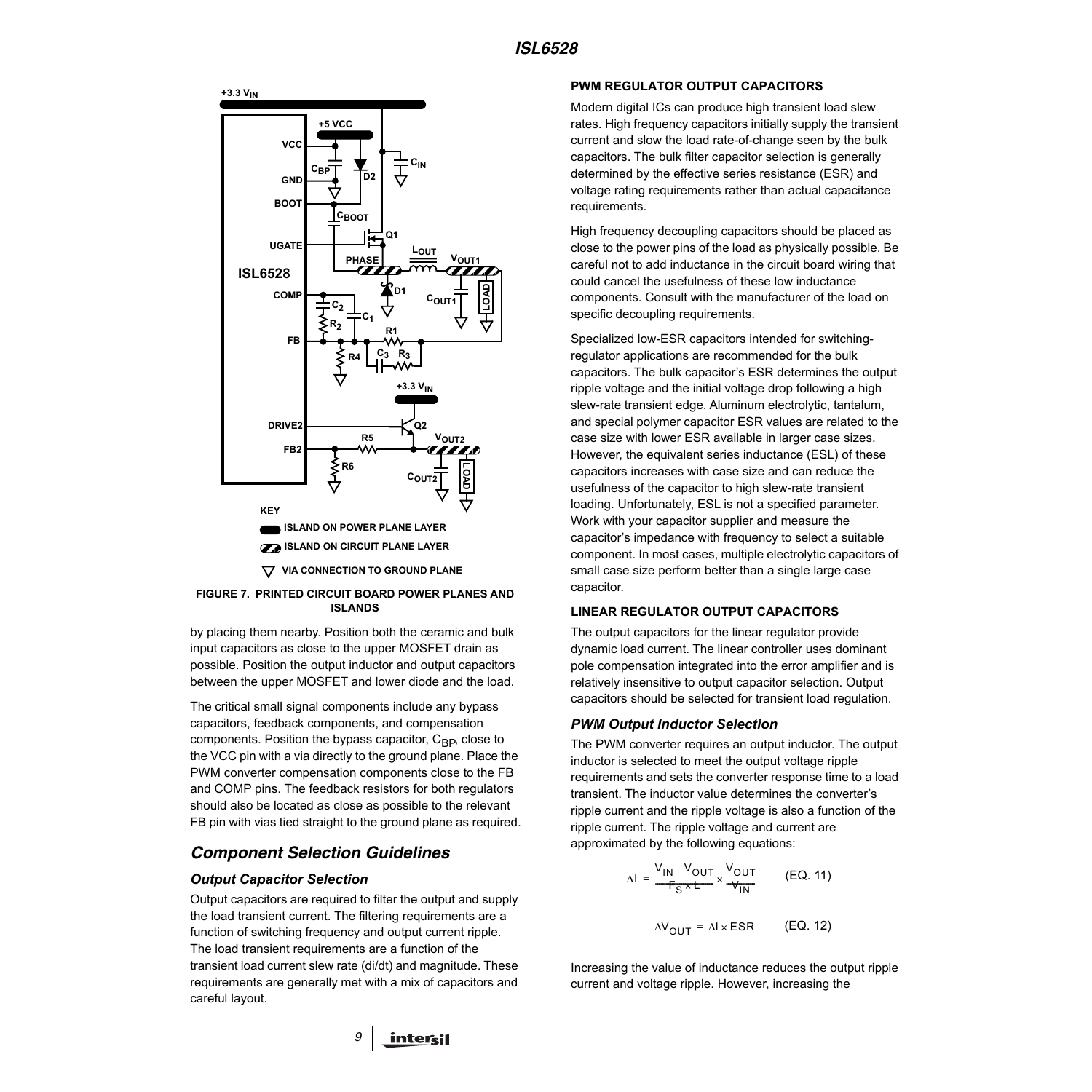FIGURE 7. PRINTED CIRCUIT BOARD POWER PLANES AND ISLANDS

by placing them nearby. Position both the ceramic and bulk input capacitors as close to the upper MOSFET drain as possible. Position the output inductor and output capacitors between the upper MOSFET and lower diode and the load.

The critical small signal components include any bypass capacitors, feedback components, and compensation components. Position the bypass capacitor, $C_{BP}$, close to the VCC pin with a via directly to the ground plane. Place the PWM converter compensation components close to the FB and COMP pins. The feedback resistors for both regulators should also be located as close as possible to the relevant FB pin with vias tied straight to the ground plane as required.

## Component Selection Guidelines

### Output Capacitor Selection

Output capacitors are required to filter the output and supply the load transient current. The filtering requirements are a function of switching frequency and output current ripple. The load transient requirements are a function of the transient load current slew rate (di/dt) and magnitude. These requirements are generally met with a mix of capacitors and careful layout.

#### PWM REGULATOR OUTPUT CAPACITORS

Modern digital ICs can produce high transient load slew rates. High frequency capacitors initially supply the transient current and slow the load rate-of-change seen by the bulk capacitors. The bulk filter capacitor selection is generally determined by the effective series resistance (ESR) and voltage rating requirements rather than actual capacitance requirements.

High frequency decoupling capacitors should be placed as close to the power pins of the load as physically possible. Be careful not to add inductance in the circuit board wiring that could cancel the usefulness of these low inductance components. Consult with the manufacturer of the load on specific decoupling requirements.

Specialized low-ESR capacitors intended for switching-regulator applications are recommended for the bulk capacitors. The bulk capacitor's ESR determines the output ripple voltage and the initial voltage drop following a high slew-rate transient edge. Aluminum electrolytic, tantalum, and special polymer capacitor ESR values are related to the case size with lower ESR available in larger case sizes. However, the equivalent series inductance (ESL) of these capacitors increases with case size and can reduce the usefulness of the capacitor to high slew-rate transient loading. Unfortunately, ESL is not a specified parameter. Work with your capacitor supplier and measure the capacitor's impedance with frequency to select a suitable component. In most cases, multiple electrolytic capacitors of small case size perform better than a single large case capacitor.

#### LINEAR REGULATOR OUTPUT CAPACITORS

The output capacitors for the linear regulator provide dynamic load current. The linear controller uses dominant pole compensation integrated into the error amplifier and is relatively insensitive to output capacitor selection. Output capacitors should be selected for transient load regulation.

### PWM Output Inductor Selection

The PWM converter requires an output inductor. The output inductor is selected to meet the output voltage ripple requirements and sets the converter response time to a load transient. The inductor value determines the converter's ripple current and the ripple voltage is also a function of the ripple current. The ripple voltage and current are approximated by the following equations:

$$\Delta I = \frac{V_{IN} - V_{OUT}}{F_S \times L} \times \frac{V_{OUT}}{V_{IN}} \qquad \text{(EQ. 11)}$$

$$\Delta V_{OUT} = \Delta I \times ESR \qquad \text{(EQ. 12)}$$

Increasing the value of inductance reduces the output ripple current and voltage ripple. However, increasing the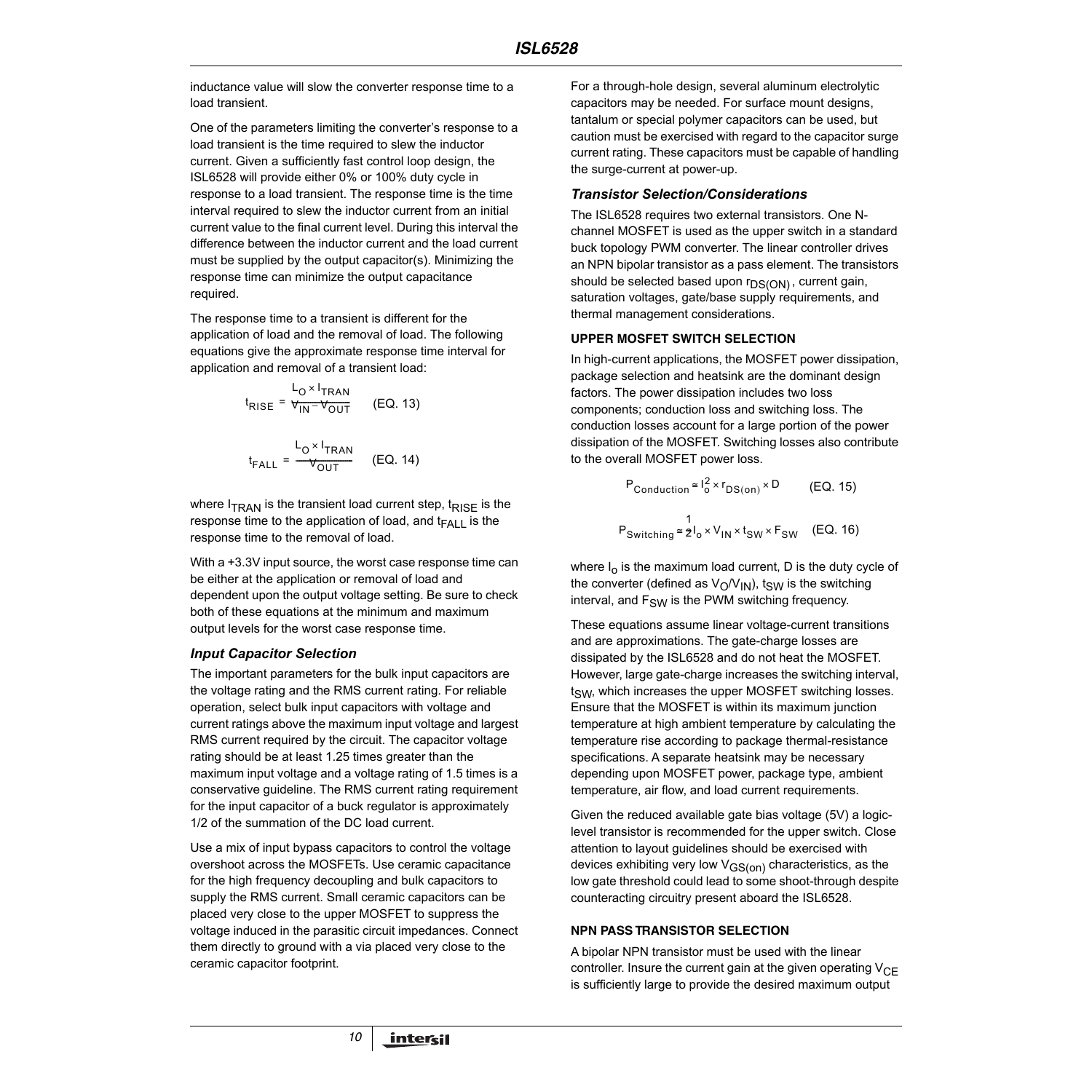inductance value will slow the converter response time to a load transient.

One of the parameters limiting the converter's response to a load transient is the time required to slew the inductor current. Given a sufficiently fast control loop design, the ISL6528 will provide either 0% or 100% duty cycle in response to a load transient. The response time is the time interval required to slew the inductor current from an initial current value to the final current level. During this interval the difference between the inductor current and the load current must be supplied by the output capacitor(s). Minimizing the response time can minimize the output capacitance required.

The response time to a transient is different for the application of load and the removal of load. The following equations give the approximate response time interval for application and removal of a transient load:

$$t_{RISE} = \frac{L_O \times I_{TRAN}}{V_{IN} - V_{OUT}} \quad \text{(EQ. 13)}$$

$$t_{FALL} = \frac{L_O \times I_{TRAN}}{V_{OUT}} \quad \text{(EQ. 14)}$$

where $I_{TRAN}$ is the transient load current step, $t_{RISE}$ is the response time to the application of load, and $t_{FALL}$ is the response time to the removal of load.

With a +3.3V input source, the worst case response time can be either at the application or removal of load and dependent upon the output voltage setting. Be sure to check both of these equations at the minimum and maximum output levels for the worst case response time.

### *Input Capacitor Selection*

The important parameters for the bulk input capacitors are the voltage rating and the RMS current rating. For reliable operation, select bulk input capacitors with voltage and current ratings above the maximum input voltage and largest RMS current required by the circuit. The capacitor voltage rating should be at least 1.25 times greater than the maximum input voltage and a voltage rating of 1.5 times is a conservative guideline. The RMS current rating requirement for the input capacitor of a buck regulator is approximately 1/2 of the summation of the DC load current.

Use a mix of input bypass capacitors to control the voltage overshoot across the MOSFETs. Use ceramic capacitance for the high frequency decoupling and bulk capacitors to supply the RMS current. Small ceramic capacitors can be placed very close to the upper MOSFET to suppress the voltage induced in the parasitic circuit impedances. Connect them directly to ground with a via placed very close to the ceramic capacitor footprint.

For a through-hole design, several aluminum electrolytic capacitors may be needed. For surface mount designs, tantalum or special polymer capacitors can be used, but caution must be exercised with regard to the capacitor surge current rating. These capacitors must be capable of handling the surge-current at power-up.

### *Transistor Selection/Considerations*

The ISL6528 requires two external transistors. One N-channel MOSFET is used as the upper switch in a standard buck topology PWM converter. The linear controller drives an NPN bipolar transistor as a pass element. The transistors should be selected based upon $r_{DS(ON)}$, current gain, saturation voltages, gate/base supply requirements, and thermal management considerations.

#### UPPER MOSFET SWITCH SELECTION

In high-current applications, the MOSFET power dissipation, package selection and heatsink are the dominant design factors. The power dissipation includes two loss components; conduction loss and switching loss. The conduction losses account for a large portion of the power dissipation of the MOSFET. Switching losses also contribute to the overall MOSFET power loss.

$$P_{Conduction} \cong I_o^2 \times r_{DS(on)} \times D \quad \text{(EQ. 15)}$$

$$P_{Switching} \cong \frac{1}{2} I_o \times V_{IN} \times t_{SW} \times F_{SW} \quad \text{(EQ. 16)}$$

where $I_o$ is the maximum load current, D is the duty cycle of the converter (defined as $V_O/V_{IN}$), $t_{SW}$ is the switching interval, and $F_{SW}$ is the PWM switching frequency.

These equations assume linear voltage-current transitions and are approximations. The gate-charge losses are dissipated by the ISL6528 and do not heat the MOSFET. However, large gate-charge increases the switching interval, $t_{SW}$, which increases the upper MOSFET switching losses. Ensure that the MOSFET is within its maximum junction temperature at high ambient temperature by calculating the temperature rise according to package thermal-resistance specifications. A separate heatsink may be necessary depending upon MOSFET power, package type, ambient temperature, air flow, and load current requirements.

Given the reduced available gate bias voltage (5V) a logic-level transistor is recommended for the upper switch. Close attention to layout guidelines should be exercised with devices exhibiting very low $V_{GS(on)}$ characteristics, as the low gate threshold could lead to some shoot-through despite counteracting circuitry present aboard the ISL6528.

#### NPN PASS TRANSISTOR SELECTION

A bipolar NPN transistor must be used with the linear controller. Insure the current gain at the given operating $V_{CE}$ is sufficiently large to provide the desired maximum output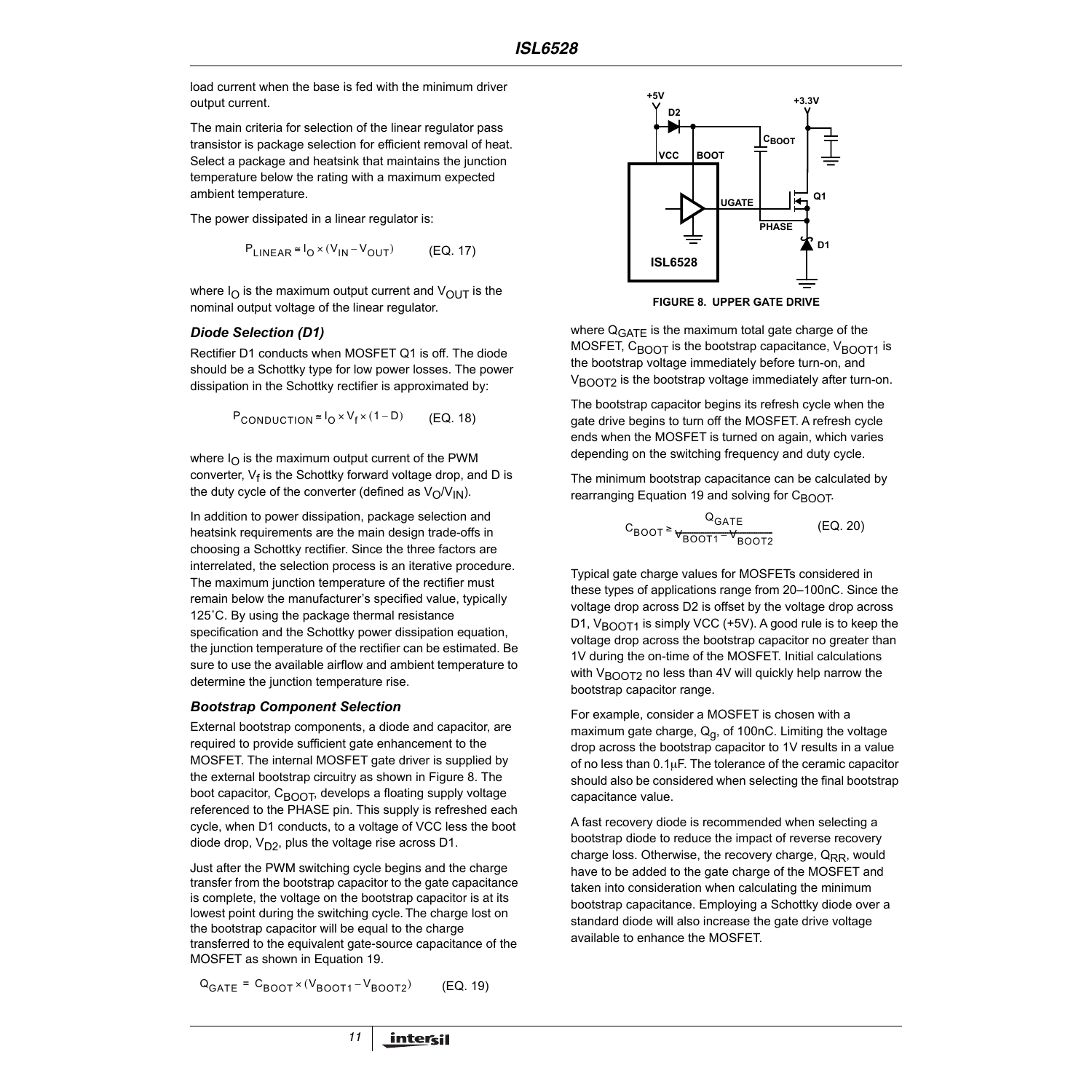load current when the base is fed with the minimum driver output current.

The main criteria for selection of the linear regulator pass transistor is package selection for efficient removal of heat. Select a package and heatsink that maintains the junction temperature below the rating with a maximum expected ambient temperature.

The power dissipated in a linear regulator is:

$$P_{LINEAR} \cong I_O \times (V_{IN} - V_{OUT}) \qquad \text{(EQ. 17)}$$

where $I_O$ is the maximum output current and $V_{OUT}$ is the nominal output voltage of the linear regulator.

### *Diode Selection (D1)*

Rectifier D1 conducts when MOSFET Q1 is off. The diode should be a Schottky type for low power losses. The power dissipation in the Schottky rectifier is approximated by:

$$P_{CONDUCTION} \cong I_O \times V_f \times (1 - D) \qquad \text{(EQ. 18)}$$

where $I_O$ is the maximum output current of the PWM converter, $V_f$ is the Schottky forward voltage drop, and D is the duty cycle of the converter (defined as $V_O/V_{IN}$).

In addition to power dissipation, package selection and heatsink requirements are the main design trade-offs in choosing a Schottky rectifier. Since the three factors are interrelated, the selection process is an iterative procedure. The maximum junction temperature of the rectifier must remain below the manufacturer's specified value, typically 125°C. By using the package thermal resistance specification and the Schottky power dissipation equation, the junction temperature of the rectifier can be estimated. Be sure to use the available airflow and ambient temperature to determine the junction temperature rise.

### *Bootstrap Component Selection*

External bootstrap components, a diode and capacitor, are required to provide sufficient gate enhancement to the MOSFET. The internal MOSFET gate driver is supplied by the external bootstrap circuitry as shown in Figure 8. The boot capacitor, $C_{BOOT}$, develops a floating supply voltage referenced to the PHASE pin. This supply is refreshed each cycle, when D1 conducts, to a voltage of VCC less the boot diode drop, $V_{D2}$, plus the voltage rise across D1.

Just after the PWM switching cycle begins and the charge transfer from the bootstrap capacitor to the gate capacitance is complete, the voltage on the bootstrap capacitor is at its lowest point during the switching cycle. The charge lost on the bootstrap capacitor will be equal to the charge transferred to the equivalent gate-source capacitance of the MOSFET as shown in Equation 19.

$$Q_{GATE} = C_{BOOT} \times (V_{BOOT1} - V_{BOOT2}) \qquad \text{(EQ. 19)}$$

FIGURE 8. UPPER GATE DRIVE

where $Q_{GATE}$ is the maximum total gate charge of the MOSFET, $C_{BOOT}$ is the bootstrap capacitance, $V_{BOOT1}$ is the bootstrap voltage immediately before turn-on, and $V_{BOOT2}$ is the bootstrap voltage immediately after turn-on.

The bootstrap capacitor begins its refresh cycle when the gate drive begins to turn off the MOSFET. A refresh cycle ends when the MOSFET is turned on again, which varies depending on the switching frequency and duty cycle.

The minimum bootstrap capacitance can be calculated by rearranging Equation 19 and solving for $C_{BOOT}$.

$$C_{BOOT} \geq \frac{Q_{GATE}}{V_{BOOT1} - V_{BOOT2}} \qquad \text{(EQ. 20)}$$

Typical gate charge values for MOSFETs considered in these types of applications range from 20–100nC. Since the voltage drop across D2 is offset by the voltage drop across D1, $V_{BOOT1}$ is simply VCC (+5V). A good rule is to keep the voltage drop across the bootstrap capacitor no greater than 1V during the on-time of the MOSFET. Initial calculations with $V_{BOOT2}$ no less than 4V will quickly help narrow the bootstrap capacitor range.

For example, consider a MOSFET is chosen with a maximum gate charge, $Q_g$, of 100nC. Limiting the voltage drop across the bootstrap capacitor to 1V results in a value of no less than 0.1µF. The tolerance of the ceramic capacitor should also be considered when selecting the final bootstrap capacitance value.

A fast recovery diode is recommended when selecting a bootstrap diode to reduce the impact of reverse recovery charge loss. Otherwise, the recovery charge, $Q_{RR}$, would have to be added to the gate charge of the MOSFET and taken into consideration when calculating the minimum bootstrap capacitance. Employing a Schottky diode over a standard diode will also increase the gate drive voltage available to enhance the MOSFET.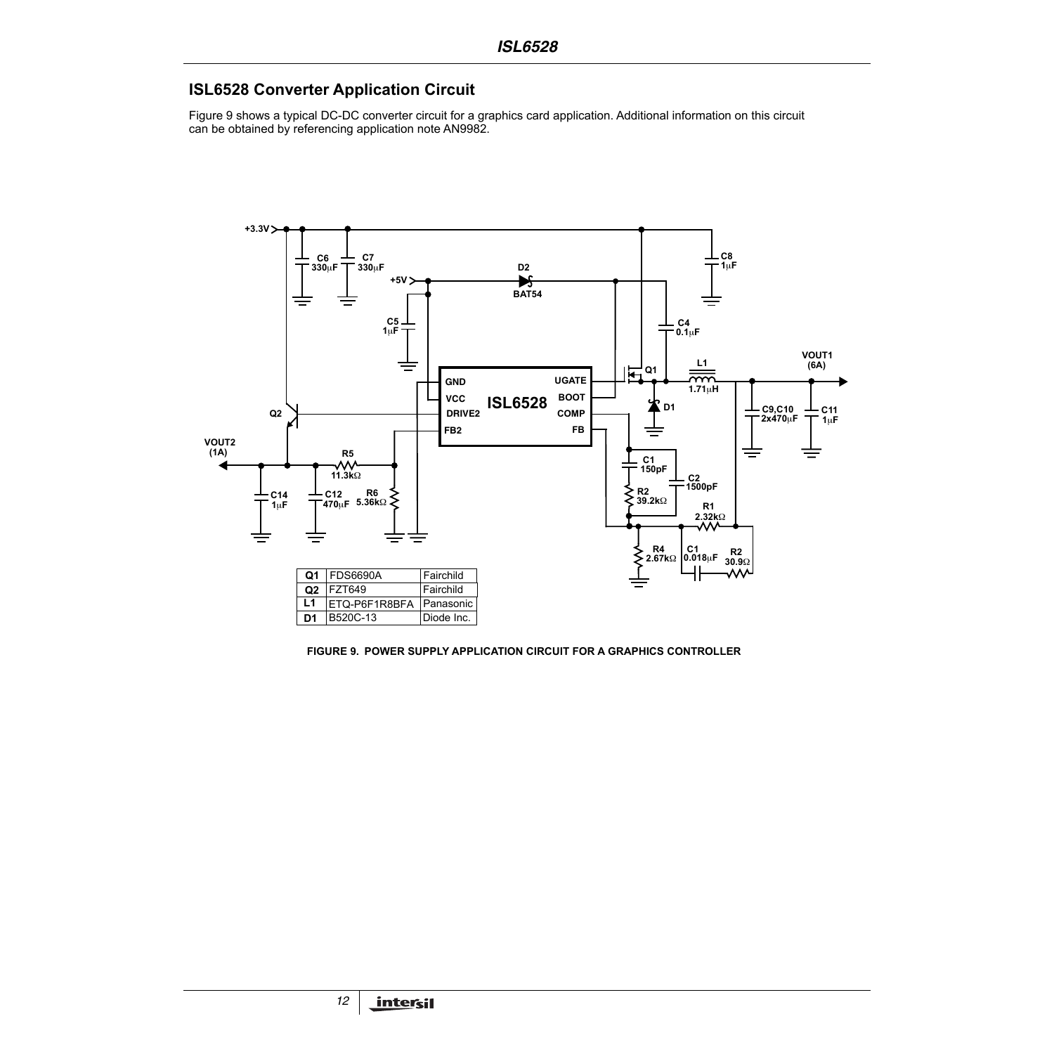## ISL6528 Converter Application Circuit

Figure 9 shows a typical DC-DC converter circuit for a graphics card application. Additional information on this circuit can be obtained by referencing application note AN9982.

| Q1 | FDS6690A | Fairchild |
|---|---|---|
| Q2 | FZT649 | Fairchild |
| L1 | ETQ-P6F1R8BFA | Panasonic |
| D1 | B520C-13 | Diode Inc. |

FIGURE 9. POWER SUPPLY APPLICATION CIRCUIT FOR A GRAPHICS CONTROLLER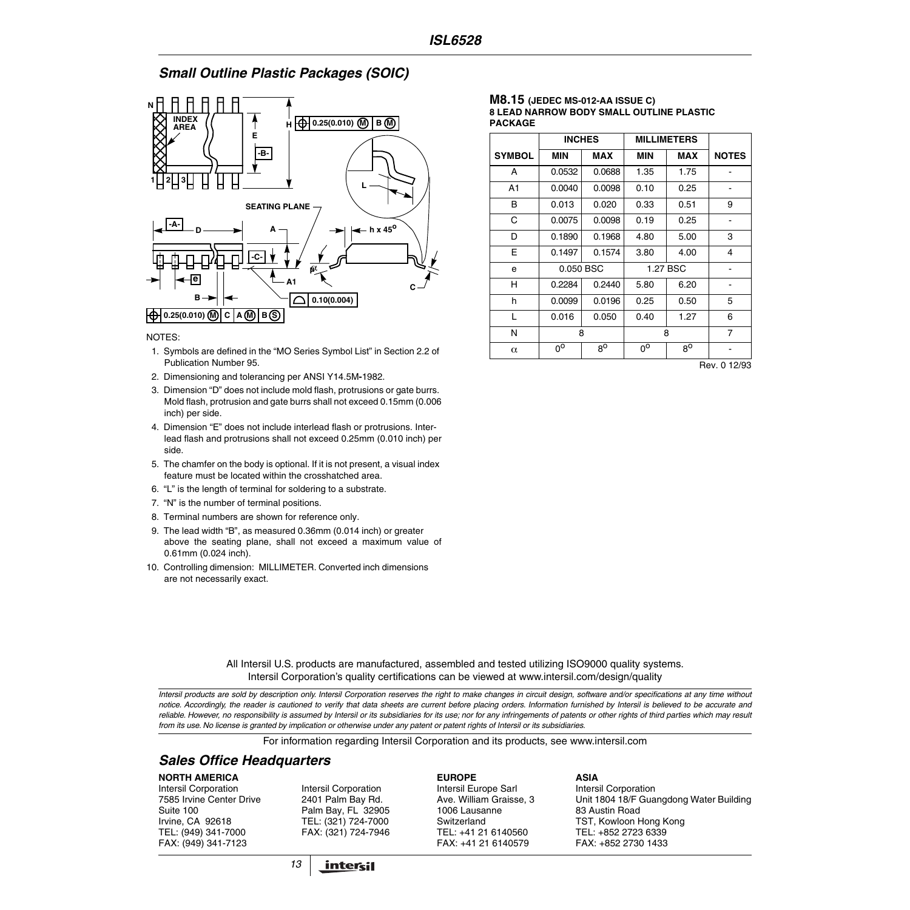## Small Outline Plastic Packages (SOIC)

N
INDEX AREA
E
H
0.25(0.010) M B M
-B-
1 2 3
L
SEATING PLANE
-A-
D
A
h x 45°
-C-
α
A1
e
C
B
0.10(0.004)
0.25(0.010) M C A M B S

NOTES:

1. Symbols are defined in the "MO Series Symbol List" in Section 2.2 of Publication Number 95.
2. Dimensioning and tolerancing per ANSI Y14.5M-1982.
3. Dimension "D" does not include mold flash, protrusions or gate burrs. Mold flash, protrusion and gate burrs shall not exceed 0.15mm (0.006 inch) per side.
4. Dimension "E" does not include interlead flash or protrusions. Interlead flash and protrusions shall not exceed 0.25mm (0.010 inch) per side.
5. The chamfer on the body is optional. If it is not present, a visual index feature must be located within the crosshatched area.
6. "L" is the length of terminal for soldering to a substrate.
7. "N" is the number of terminal positions.
8. Terminal numbers are shown for reference only.
9. The lead width "B", as measured 0.36mm (0.014 inch) or greater above the seating plane, shall not exceed a maximum value of 0.61mm (0.024 inch).
10. Controlling dimension: MILLIMETER. Converted inch dimensions are not necessarily exact.

**M8.15** (JEDEC MS-012-AA ISSUE C)
**8 LEAD NARROW BODY SMALL OUTLINE PLASTIC PACKAGE**

| | INCHES | | MILLIMETERS | | |
|---|---|---|---|---|---|
| SYMBOL | MIN | MAX | MIN | MAX | NOTES |
| A | 0.0532 | 0.0688 | 1.35 | 1.75 | - |
| A1 | 0.0040 | 0.0098 | 0.10 | 0.25 | - |
| B | 0.013 | 0.020 | 0.33 | 0.51 | 9 |
| C | 0.0075 | 0.0098 | 0.19 | 0.25 | - |
| D | 0.1890 | 0.1968 | 4.80 | 5.00 | 3 |
| E | 0.1497 | 0.1574 | 3.80 | 4.00 | 4 |
| e | 0.050 BSC | | 1.27 BSC | | - |
| H | 0.2284 | 0.2440 | 5.80 | 6.20 | - |
| h | 0.0099 | 0.0196 | 0.25 | 0.50 | 5 |
| L | 0.016 | 0.050 | 0.40 | 1.27 | 6 |
| N | 8 | | 8 | | 7 |
| α | 0° | 8° | 0° | 8° | - |

Rev. 0 12/93

All Intersil U.S. products are manufactured, assembled and tested utilizing ISO9000 quality systems.
Intersil Corporation's quality certifications can be viewed at www.intersil.com/design/quality

*Intersil products are sold by description only. Intersil Corporation reserves the right to make changes in circuit design, software and/or specifications at any time without notice. Accordingly, the reader is cautioned to verify that data sheets are current before placing orders. Information furnished by Intersil is believed to be accurate and reliable. However, no responsibility is assumed by Intersil or its subsidiaries for its use; nor for any infringements of patents or other rights of third parties which may result from its use. No license is granted by implication or otherwise under any patent or patent rights of Intersil or its subsidiaries.*

For information regarding Intersil Corporation and its products, see www.intersil.com

## Sales Office Headquarters

**NORTH AMERICA**
Intersil Corporation
7585 Irvine Center Drive
Suite 100
Irvine, CA 92618
TEL: (949) 341-7000
FAX: (949) 341-7123

Intersil Corporation
2401 Palm Bay Rd.
Palm Bay, FL 32905
TEL: (321) 724-7000
FAX: (321) 724-7946

**EUROPE**
Intersil Europe Sarl
Ave. William Graisse, 3
1006 Lausanne
Switzerland
TEL: +41 21 6140560
FAX: +41 21 6140579

**ASIA**
Intersil Corporation
Unit 1804 18/F Guangdong Water Building
83 Austin Road
TST, Kowloon Hong Kong
TEL: +852 2723 6339
FAX: +852 2730 1433